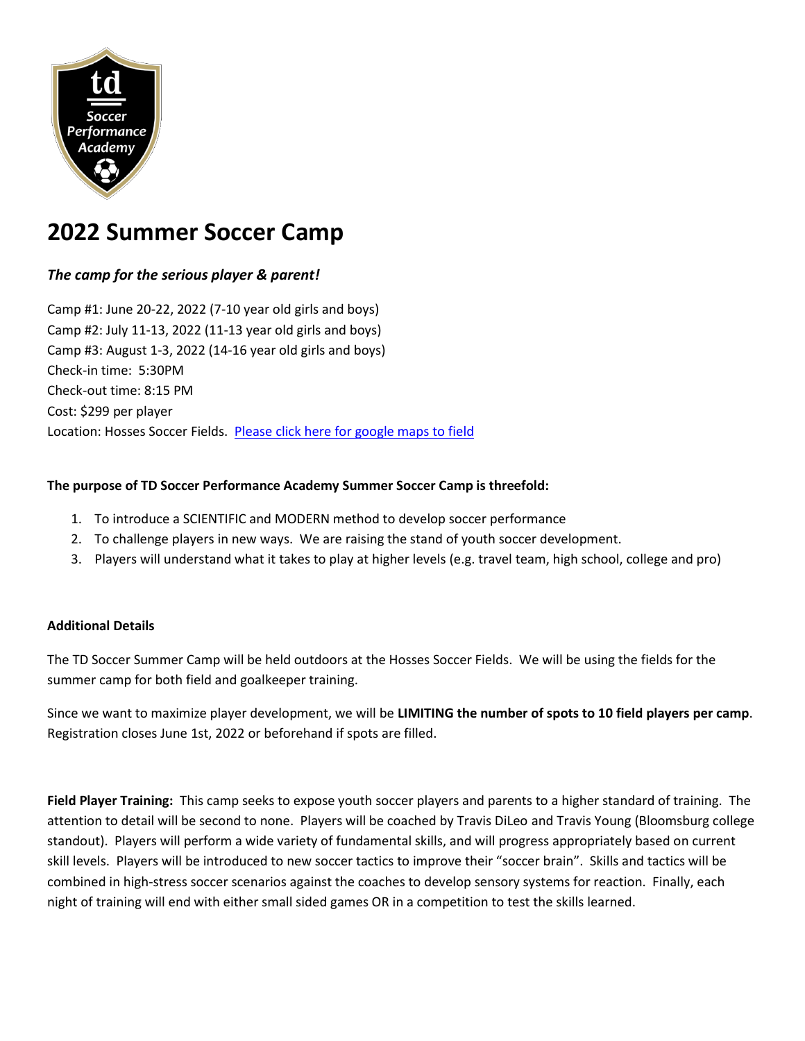# 2022 Summer Soccer Camp

***The camp for the serious player & parent!***

Camp #1: June 20-22, 2022 (7-10 year old girls and boys)
Camp #2: July 11-13, 2022 (11-13 year old girls and boys)
Camp #3: August 1-3, 2022 (14-16 year old girls and boys)
Check-in time: 5:30PM
Check-out time: 8:15 PM
Cost: $299 per player
Location: Hosses Soccer Fields. Please click here for google maps to field

**The purpose of TD Soccer Performance Academy Summer Soccer Camp is threefold:**

1. To introduce a SCIENTIFIC and MODERN method to develop soccer performance
2. To challenge players in new ways. We are raising the stand of youth soccer development.
3. Players will understand what it takes to play at higher levels (e.g. travel team, high school, college and pro)

**Additional Details**

The TD Soccer Summer Camp will be held outdoors at the Hosses Soccer Fields. We will be using the fields for the summer camp for both field and goalkeeper training.

Since we want to maximize player development, we will be **LIMITING the number of spots to 10 field players per camp**. Registration closes June 1st, 2022 or beforehand if spots are filled.

**Field Player Training:** This camp seeks to expose youth soccer players and parents to a higher standard of training. The attention to detail will be second to none. Players will be coached by Travis DiLeo and Travis Young (Bloomsburg college standout). Players will perform a wide variety of fundamental skills, and will progress appropriately based on current skill levels. Players will be introduced to new soccer tactics to improve their "soccer brain". Skills and tactics will be combined in high-stress soccer scenarios against the coaches to develop sensory systems for reaction. Finally, each night of training will end with either small sided games OR in a competition to test the skills learned.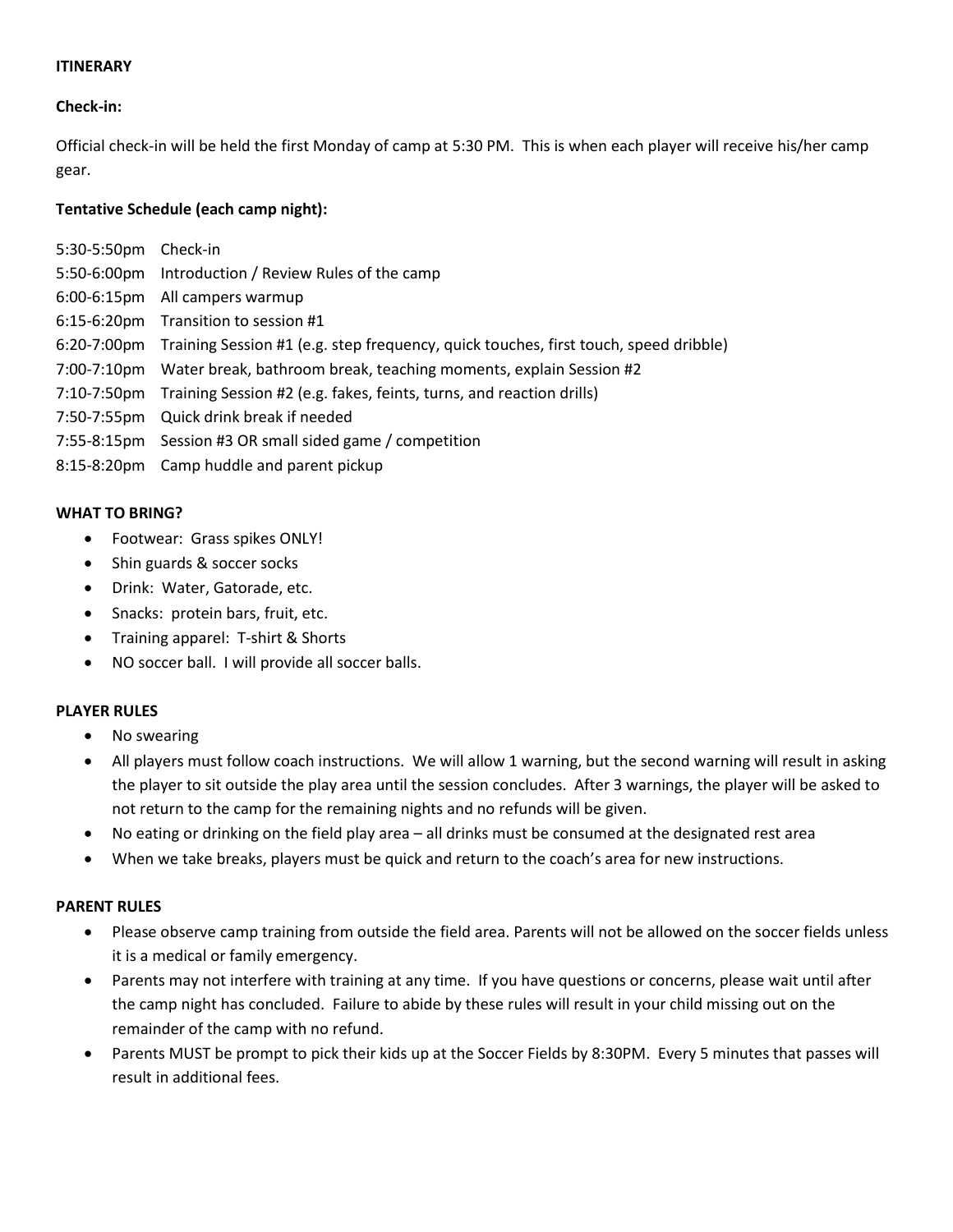**ITINERARY**

**Check-in:**

Official check-in will be held the first Monday of camp at 5:30 PM. This is when each player will receive his/her camp gear.

**Tentative Schedule (each camp night):**

5:30-5:50pm Check-in
5:50-6:00pm Introduction / Review Rules of the camp
6:00-6:15pm All campers warmup
6:15-6:20pm Transition to session #1
6:20-7:00pm Training Session #1 (e.g. step frequency, quick touches, first touch, speed dribble)
7:00-7:10pm Water break, bathroom break, teaching moments, explain Session #2
7:10-7:50pm Training Session #2 (e.g. fakes, feints, turns, and reaction drills)
7:50-7:55pm Quick drink break if needed
7:55-8:15pm Session #3 OR small sided game / competition
8:15-8:20pm Camp huddle and parent pickup

**WHAT TO BRING?**

- Footwear: Grass spikes ONLY!
- Shin guards & soccer socks
- Drink: Water, Gatorade, etc.
- Snacks: protein bars, fruit, etc.
- Training apparel: T-shirt & Shorts
- NO soccer ball. I will provide all soccer balls.

**PLAYER RULES**

- No swearing
- All players must follow coach instructions. We will allow 1 warning, but the second warning will result in asking the player to sit outside the play area until the session concludes. After 3 warnings, the player will be asked to not return to the camp for the remaining nights and no refunds will be given.
- No eating or drinking on the field play area – all drinks must be consumed at the designated rest area
- When we take breaks, players must be quick and return to the coach's area for new instructions.

**PARENT RULES**

- Please observe camp training from outside the field area. Parents will not be allowed on the soccer fields unless it is a medical or family emergency.
- Parents may not interfere with training at any time. If you have questions or concerns, please wait until after the camp night has concluded. Failure to abide by these rules will result in your child missing out on the remainder of the camp with no refund.
- Parents MUST be prompt to pick their kids up at the Soccer Fields by 8:30PM. Every 5 minutes that passes will result in additional fees.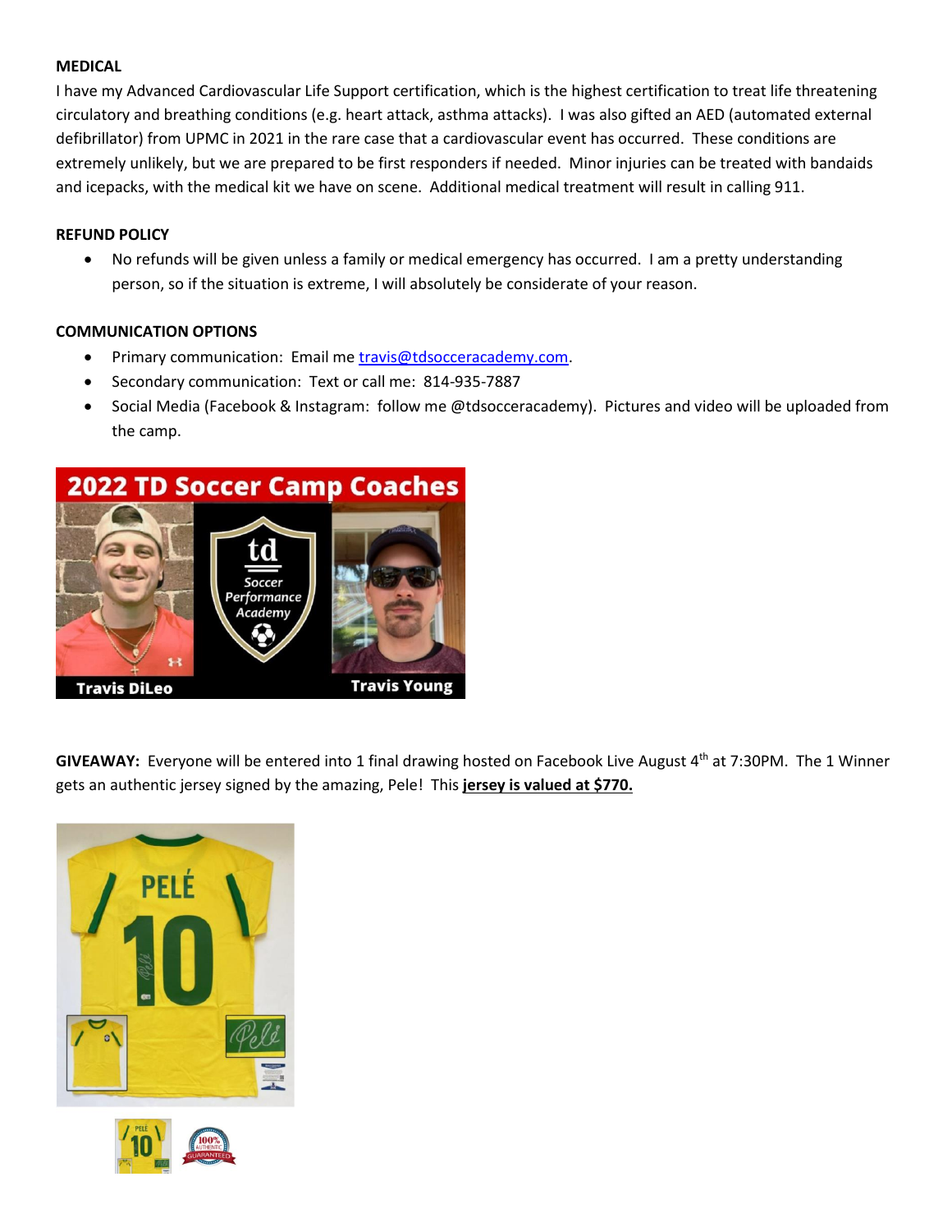**MEDICAL**

I have my Advanced Cardiovascular Life Support certification, which is the highest certification to treat life threatening circulatory and breathing conditions (e.g. heart attack, asthma attacks). I was also gifted an AED (automated external defibrillator) from UPMC in 2021 in the rare case that a cardiovascular event has occurred. These conditions are extremely unlikely, but we are prepared to be first responders if needed. Minor injuries can be treated with bandaids and icepacks, with the medical kit we have on scene. Additional medical treatment will result in calling 911.

**REFUND POLICY**

- No refunds will be given unless a family or medical emergency has occurred. I am a pretty understanding person, so if the situation is extreme, I will absolutely be considerate of your reason.

**COMMUNICATION OPTIONS**

- Primary communication: Email me travis@tdsocceracademy.com.
- Secondary communication: Text or call me: 814-935-7887
- Social Media (Facebook & Instagram: follow me @tdsocceracademy). Pictures and video will be uploaded from the camp.

2022 TD Soccer Camp Coaches

Travis DiLeo

td Soccer Performance Academy

Travis Young

**GIVEAWAY:** Everyone will be entered into 1 final drawing hosted on Facebook Live August 4th at 7:30PM. The 1 Winner gets an authentic jersey signed by the amazing, Pele! This **jersey is valued at $770.**